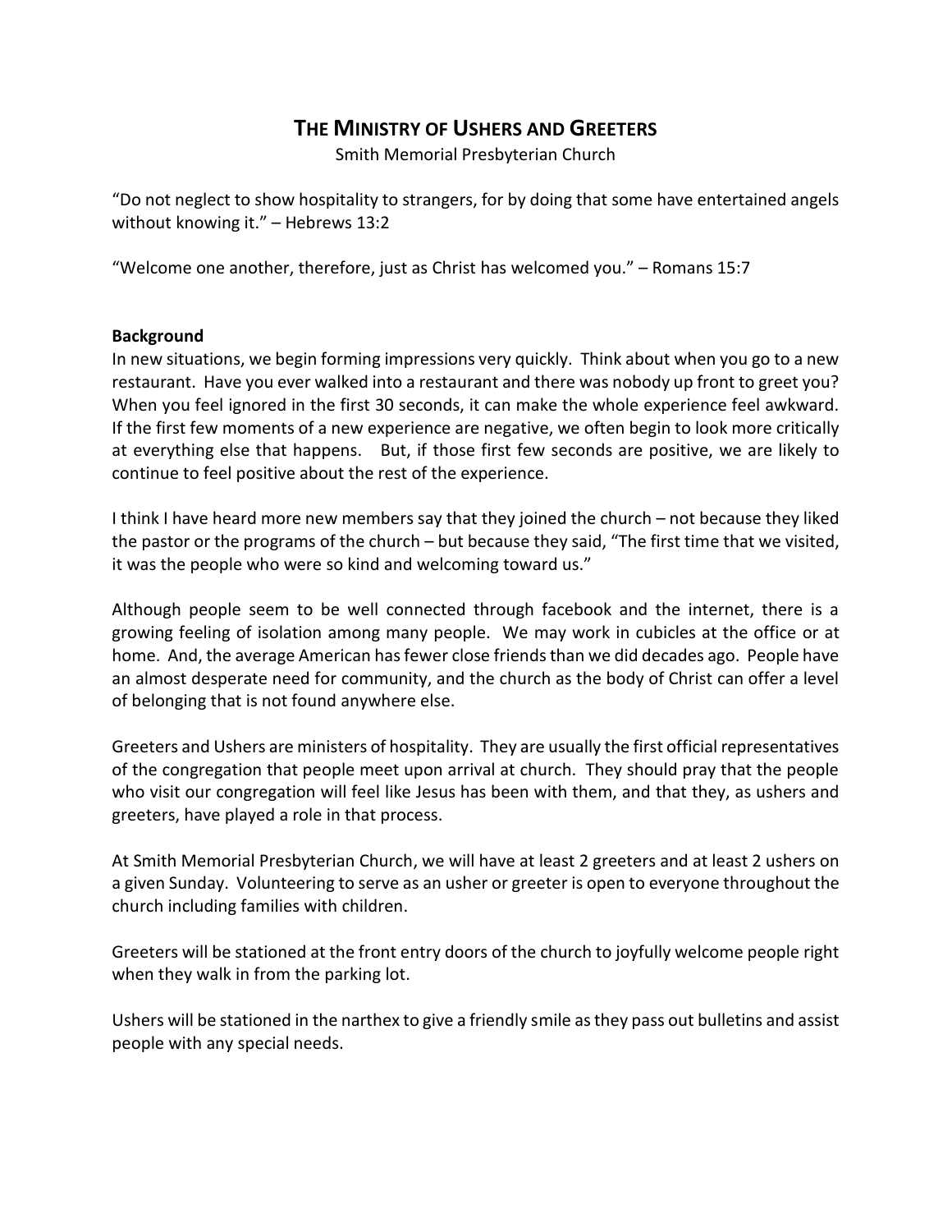# THE MINISTRY OF USHERS AND GREETERS

Smith Memorial Presbyterian Church

"Do not neglect to show hospitality to strangers, for by doing that some have entertained angels without knowing it." – Hebrews 13:2

"Welcome one another, therefore, just as Christ has welcomed you." – Romans 15:7

**Background**

In new situations, we begin forming impressions very quickly. Think about when you go to a new restaurant. Have you ever walked into a restaurant and there was nobody up front to greet you? When you feel ignored in the first 30 seconds, it can make the whole experience feel awkward. If the first few moments of a new experience are negative, we often begin to look more critically at everything else that happens. But, if those first few seconds are positive, we are likely to continue to feel positive about the rest of the experience.

I think I have heard more new members say that they joined the church – not because they liked the pastor or the programs of the church – but because they said, "The first time that we visited, it was the people who were so kind and welcoming toward us."

Although people seem to be well connected through facebook and the internet, there is a growing feeling of isolation among many people. We may work in cubicles at the office or at home. And, the average American has fewer close friends than we did decades ago. People have an almost desperate need for community, and the church as the body of Christ can offer a level of belonging that is not found anywhere else.

Greeters and Ushers are ministers of hospitality. They are usually the first official representatives of the congregation that people meet upon arrival at church. They should pray that the people who visit our congregation will feel like Jesus has been with them, and that they, as ushers and greeters, have played a role in that process.

At Smith Memorial Presbyterian Church, we will have at least 2 greeters and at least 2 ushers on a given Sunday. Volunteering to serve as an usher or greeter is open to everyone throughout the church including families with children.

Greeters will be stationed at the front entry doors of the church to joyfully welcome people right when they walk in from the parking lot.

Ushers will be stationed in the narthex to give a friendly smile as they pass out bulletins and assist people with any special needs.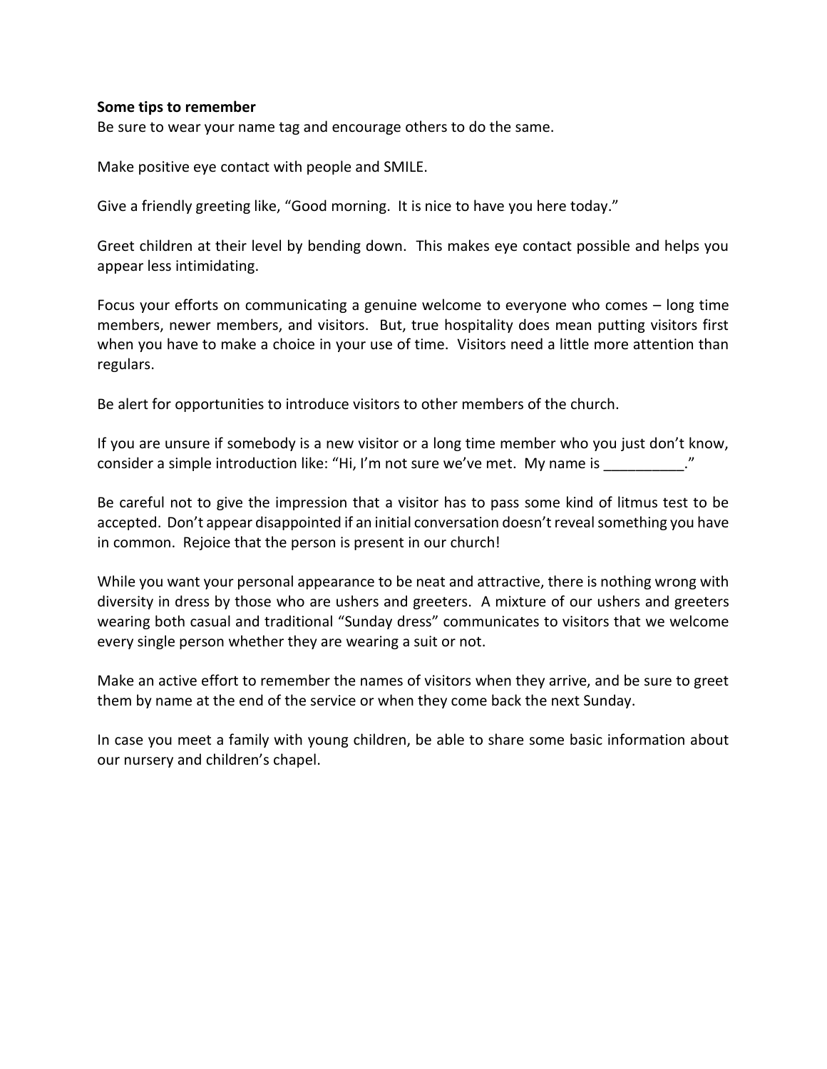**Some tips to remember**

Be sure to wear your name tag and encourage others to do the same.

Make positive eye contact with people and SMILE.

Give a friendly greeting like, "Good morning. It is nice to have you here today."

Greet children at their level by bending down. This makes eye contact possible and helps you appear less intimidating.

Focus your efforts on communicating a genuine welcome to everyone who comes – long time members, newer members, and visitors. But, true hospitality does mean putting visitors first when you have to make a choice in your use of time. Visitors need a little more attention than regulars.

Be alert for opportunities to introduce visitors to other members of the church.

If you are unsure if somebody is a new visitor or a long time member who you just don't know, consider a simple introduction like: "Hi, I'm not sure we've met. My name is __________."

Be careful not to give the impression that a visitor has to pass some kind of litmus test to be accepted. Don't appear disappointed if an initial conversation doesn't reveal something you have in common. Rejoice that the person is present in our church!

While you want your personal appearance to be neat and attractive, there is nothing wrong with diversity in dress by those who are ushers and greeters. A mixture of our ushers and greeters wearing both casual and traditional "Sunday dress" communicates to visitors that we welcome every single person whether they are wearing a suit or not.

Make an active effort to remember the names of visitors when they arrive, and be sure to greet them by name at the end of the service or when they come back the next Sunday.

In case you meet a family with young children, be able to share some basic information about our nursery and children's chapel.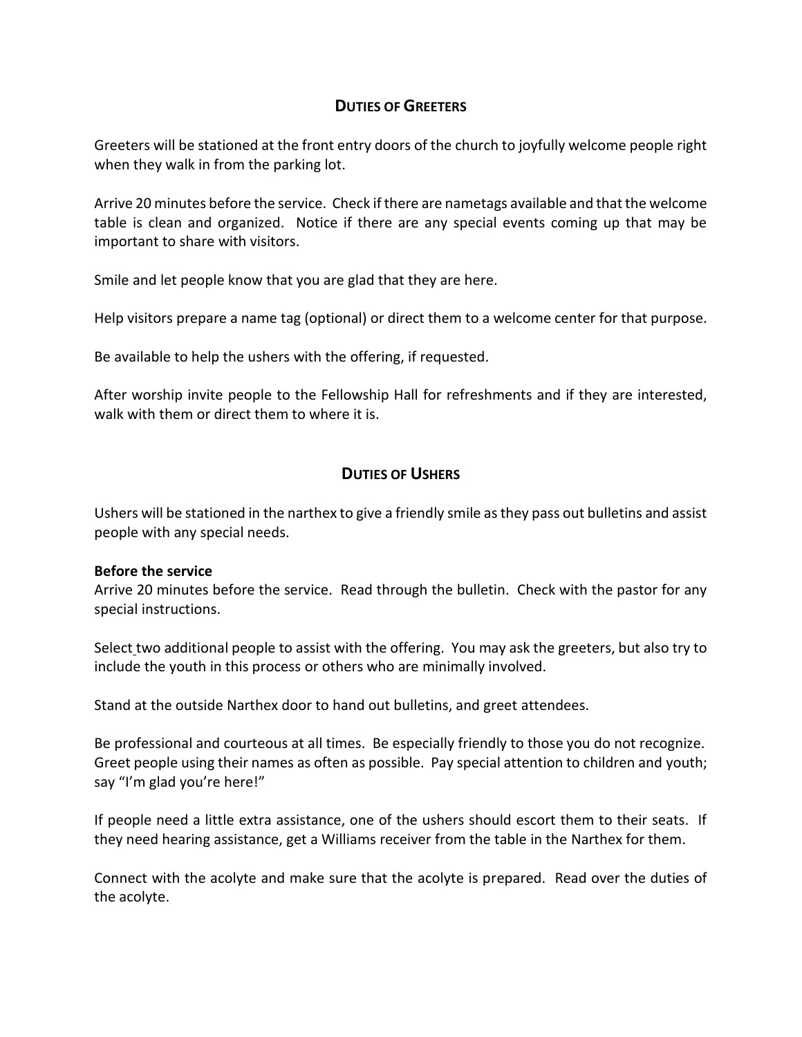## Duties of Greeters

Greeters will be stationed at the front entry doors of the church to joyfully welcome people right when they walk in from the parking lot.

Arrive 20 minutes before the service. Check if there are nametags available and that the welcome table is clean and organized. Notice if there are any special events coming up that may be important to share with visitors.

Smile and let people know that you are glad that they are here.

Help visitors prepare a name tag (optional) or direct them to a welcome center for that purpose.

Be available to help the ushers with the offering, if requested.

After worship invite people to the Fellowship Hall for refreshments and if they are interested, walk with them or direct them to where it is.

## Duties of Ushers

Ushers will be stationed in the narthex to give a friendly smile as they pass out bulletins and assist people with any special needs.

**Before the service**

Arrive 20 minutes before the service. Read through the bulletin. Check with the pastor for any special instructions.

Select two additional people to assist with the offering. You may ask the greeters, but also try to include the youth in this process or others who are minimally involved.

Stand at the outside Narthex door to hand out bulletins, and greet attendees.

Be professional and courteous at all times. Be especially friendly to those you do not recognize. Greet people using their names as often as possible. Pay special attention to children and youth; say "I'm glad you're here!"

If people need a little extra assistance, one of the ushers should escort them to their seats. If they need hearing assistance, get a Williams receiver from the table in the Narthex for them.

Connect with the acolyte and make sure that the acolyte is prepared. Read over the duties of the acolyte.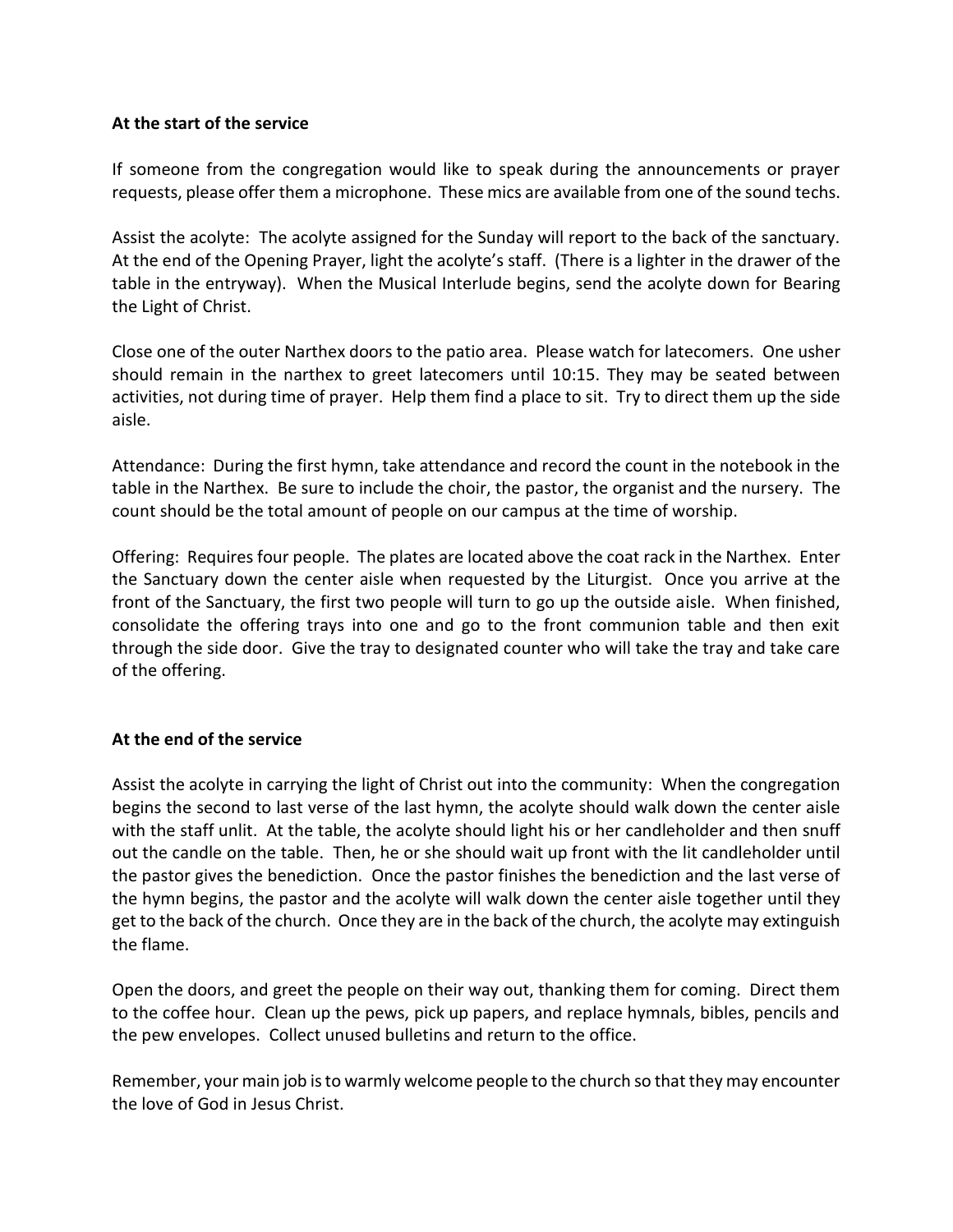**At the start of the service**

If someone from the congregation would like to speak during the announcements or prayer requests, please offer them a microphone. These mics are available from one of the sound techs.

Assist the acolyte: The acolyte assigned for the Sunday will report to the back of the sanctuary. At the end of the Opening Prayer, light the acolyte's staff. (There is a lighter in the drawer of the table in the entryway). When the Musical Interlude begins, send the acolyte down for Bearing the Light of Christ.

Close one of the outer Narthex doors to the patio area. Please watch for latecomers. One usher should remain in the narthex to greet latecomers until 10:15. They may be seated between activities, not during time of prayer. Help them find a place to sit. Try to direct them up the side aisle.

Attendance: During the first hymn, take attendance and record the count in the notebook in the table in the Narthex. Be sure to include the choir, the pastor, the organist and the nursery. The count should be the total amount of people on our campus at the time of worship.

Offering: Requires four people. The plates are located above the coat rack in the Narthex. Enter the Sanctuary down the center aisle when requested by the Liturgist. Once you arrive at the front of the Sanctuary, the first two people will turn to go up the outside aisle. When finished, consolidate the offering trays into one and go to the front communion table and then exit through the side door. Give the tray to designated counter who will take the tray and take care of the offering.

**At the end of the service**

Assist the acolyte in carrying the light of Christ out into the community: When the congregation begins the second to last verse of the last hymn, the acolyte should walk down the center aisle with the staff unlit. At the table, the acolyte should light his or her candleholder and then snuff out the candle on the table. Then, he or she should wait up front with the lit candleholder until the pastor gives the benediction. Once the pastor finishes the benediction and the last verse of the hymn begins, the pastor and the acolyte will walk down the center aisle together until they get to the back of the church. Once they are in the back of the church, the acolyte may extinguish the flame.

Open the doors, and greet the people on their way out, thanking them for coming. Direct them to the coffee hour. Clean up the pews, pick up papers, and replace hymnals, bibles, pencils and the pew envelopes. Collect unused bulletins and return to the office.

Remember, your main job is to warmly welcome people to the church so that they may encounter the love of God in Jesus Christ.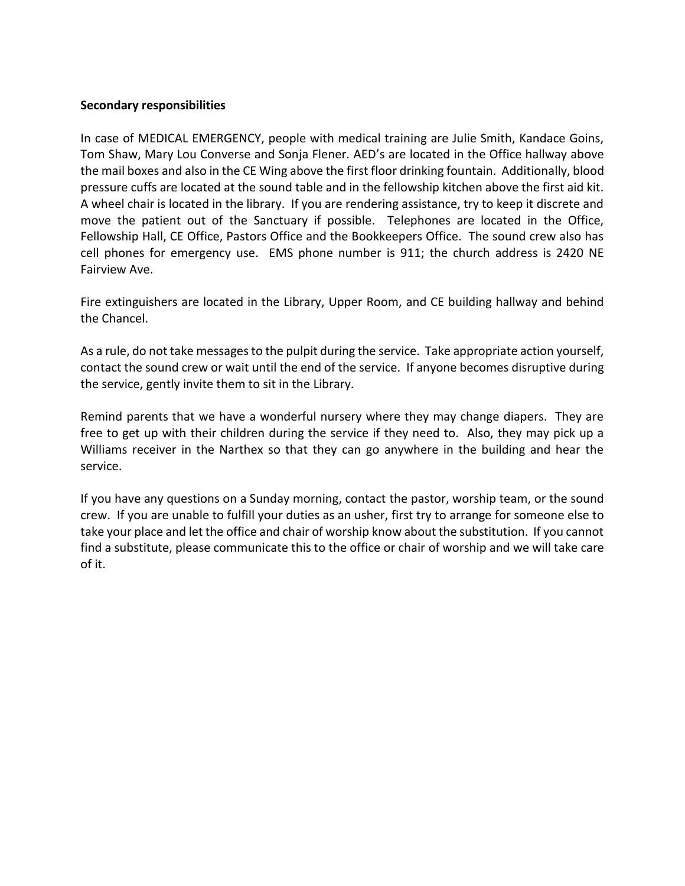**Secondary responsibilities**

In case of MEDICAL EMERGENCY, people with medical training are Julie Smith, Kandace Goins, Tom Shaw, Mary Lou Converse and Sonja Flener. AED's are located in the Office hallway above the mail boxes and also in the CE Wing above the first floor drinking fountain. Additionally, blood pressure cuffs are located at the sound table and in the fellowship kitchen above the first aid kit. A wheel chair is located in the library. If you are rendering assistance, try to keep it discrete and move the patient out of the Sanctuary if possible. Telephones are located in the Office, Fellowship Hall, CE Office, Pastors Office and the Bookkeepers Office. The sound crew also has cell phones for emergency use. EMS phone number is 911; the church address is 2420 NE Fairview Ave.

Fire extinguishers are located in the Library, Upper Room, and CE building hallway and behind the Chancel.

As a rule, do not take messages to the pulpit during the service. Take appropriate action yourself, contact the sound crew or wait until the end of the service. If anyone becomes disruptive during the service, gently invite them to sit in the Library.

Remind parents that we have a wonderful nursery where they may change diapers. They are free to get up with their children during the service if they need to. Also, they may pick up a Williams receiver in the Narthex so that they can go anywhere in the building and hear the service.

If you have any questions on a Sunday morning, contact the pastor, worship team, or the sound crew. If you are unable to fulfill your duties as an usher, first try to arrange for someone else to take your place and let the office and chair of worship know about the substitution. If you cannot find a substitute, please communicate this to the office or chair of worship and we will take care of it.